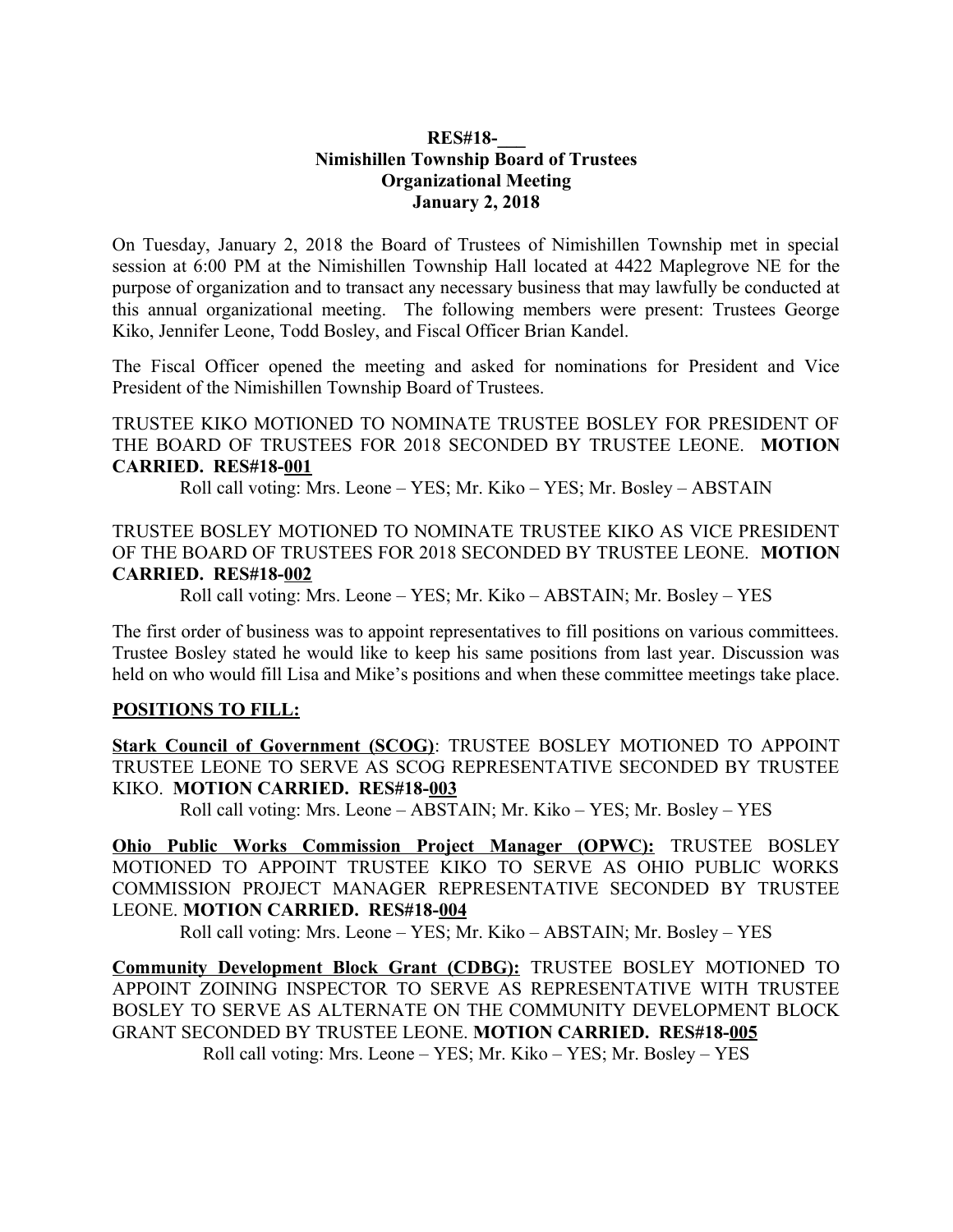**RES#18-___**
**Nimishillen Township Board of Trustees**
**Organizational Meeting**
**January 2, 2018**

On Tuesday, January 2, 2018 the Board of Trustees of Nimishillen Township met in special session at 6:00 PM at the Nimishillen Township Hall located at 4422 Maplegrove NE for the purpose of organization and to transact any necessary business that may lawfully be conducted at this annual organizational meeting. The following members were present: Trustees George Kiko, Jennifer Leone, Todd Bosley, and Fiscal Officer Brian Kandel.

The Fiscal Officer opened the meeting and asked for nominations for President and Vice President of the Nimishillen Township Board of Trustees.

TRUSTEE KIKO MOTIONED TO NOMINATE TRUSTEE BOSLEY FOR PRESIDENT OF THE BOARD OF TRUSTEES FOR 2018 SECONDED BY TRUSTEE LEONE. **MOTION CARRIED. RES#18-001**

Roll call voting: Mrs. Leone – YES; Mr. Kiko – YES; Mr. Bosley – ABSTAIN

TRUSTEE BOSLEY MOTIONED TO NOMINATE TRUSTEE KIKO AS VICE PRESIDENT OF THE BOARD OF TRUSTEES FOR 2018 SECONDED BY TRUSTEE LEONE. **MOTION CARRIED. RES#18-002**

Roll call voting: Mrs. Leone – YES; Mr. Kiko – ABSTAIN; Mr. Bosley – YES

The first order of business was to appoint representatives to fill positions on various committees. Trustee Bosley stated he would like to keep his same positions from last year. Discussion was held on who would fill Lisa and Mike's positions and when these committee meetings take place.

**POSITIONS TO FILL:**

**Stark Council of Government (SCOG)**: TRUSTEE BOSLEY MOTIONED TO APPOINT TRUSTEE LEONE TO SERVE AS SCOG REPRESENTATIVE SECONDED BY TRUSTEE KIKO. **MOTION CARRIED. RES#18-003**

Roll call voting: Mrs. Leone – ABSTAIN; Mr. Kiko – YES; Mr. Bosley – YES

**Ohio Public Works Commission Project Manager (OPWC):** TRUSTEE BOSLEY MOTIONED TO APPOINT TRUSTEE KIKO TO SERVE AS OHIO PUBLIC WORKS COMMISSION PROJECT MANAGER REPRESENTATIVE SECONDED BY TRUSTEE LEONE. **MOTION CARRIED. RES#18-004**

Roll call voting: Mrs. Leone – YES; Mr. Kiko – ABSTAIN; Mr. Bosley – YES

**Community Development Block Grant (CDBG):** TRUSTEE BOSLEY MOTIONED TO APPOINT ZOINING INSPECTOR TO SERVE AS REPRESENTATIVE WITH TRUSTEE BOSLEY TO SERVE AS ALTERNATE ON THE COMMUNITY DEVELOPMENT BLOCK GRANT SECONDED BY TRUSTEE LEONE. **MOTION CARRIED. RES#18-005**

Roll call voting: Mrs. Leone – YES; Mr. Kiko – YES; Mr. Bosley – YES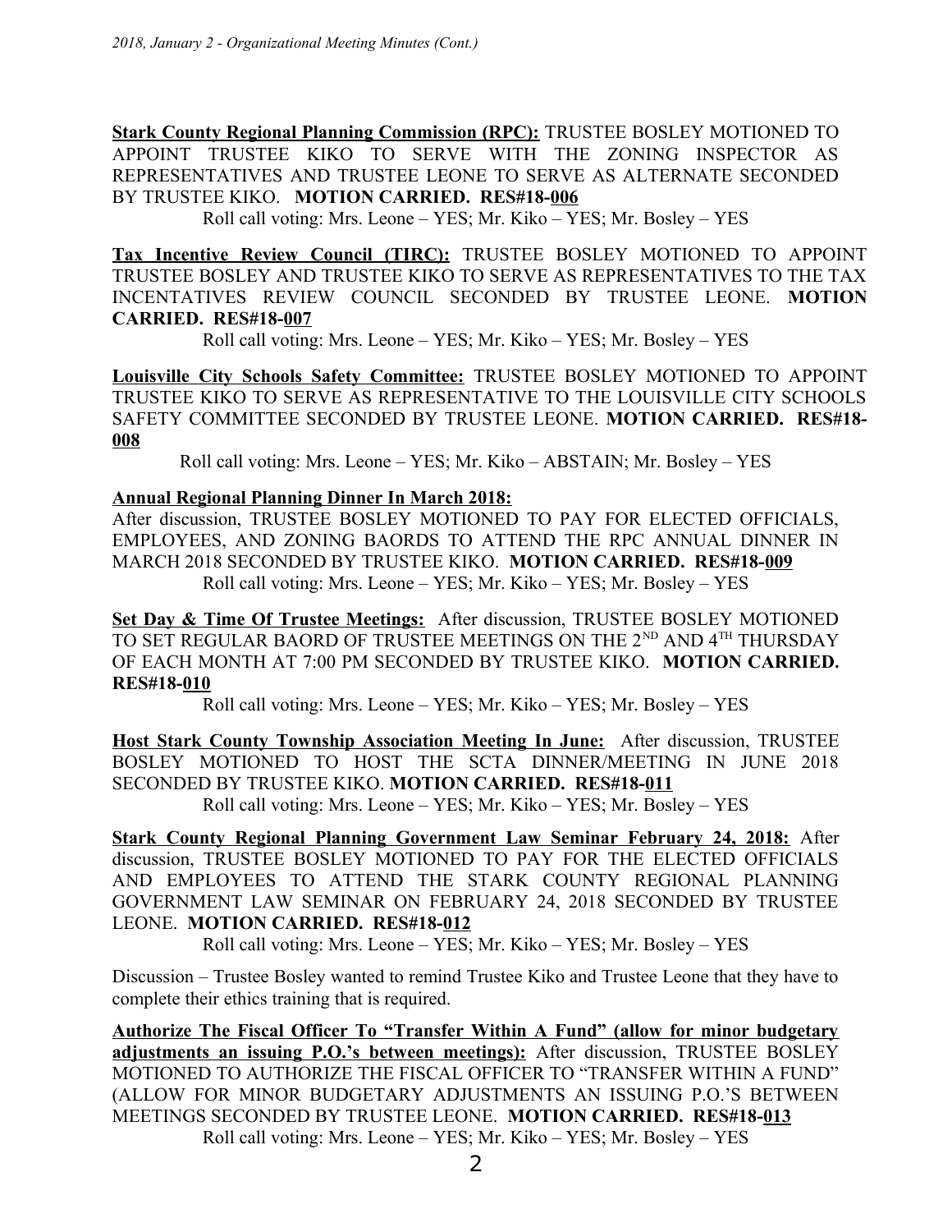**Stark County Regional Planning Commission (RPC):** TRUSTEE BOSLEY MOTIONED TO APPOINT TRUSTEE KIKO TO SERVE WITH THE ZONING INSPECTOR AS REPRESENTATIVES AND TRUSTEE LEONE TO SERVE AS ALTERNATE SECONDED BY TRUSTEE KIKO. **MOTION CARRIED. RES#18-006**

Roll call voting: Mrs. Leone – YES; Mr. Kiko – YES; Mr. Bosley – YES

**Tax Incentive Review Council (TIRC):** TRUSTEE BOSLEY MOTIONED TO APPOINT TRUSTEE BOSLEY AND TRUSTEE KIKO TO SERVE AS REPRESENTATIVES TO THE TAX INCENTATIVES REVIEW COUNCIL SECONDED BY TRUSTEE LEONE. **MOTION CARRIED. RES#18-007**

Roll call voting: Mrs. Leone – YES; Mr. Kiko – YES; Mr. Bosley – YES

**Louisville City Schools Safety Committee:** TRUSTEE BOSLEY MOTIONED TO APPOINT TRUSTEE KIKO TO SERVE AS REPRESENTATIVE TO THE LOUISVILLE CITY SCHOOLS SAFETY COMMITTEE SECONDED BY TRUSTEE LEONE. **MOTION CARRIED. RES#18-008**

Roll call voting: Mrs. Leone – YES; Mr. Kiko – ABSTAIN; Mr. Bosley – YES

**Annual Regional Planning Dinner In March 2018:**

After discussion, TRUSTEE BOSLEY MOTIONED TO PAY FOR ELECTED OFFICIALS, EMPLOYEES, AND ZONING BAORDS TO ATTEND THE RPC ANNUAL DINNER IN MARCH 2018 SECONDED BY TRUSTEE KIKO. **MOTION CARRIED. RES#18-009**

Roll call voting: Mrs. Leone – YES; Mr. Kiko – YES; Mr. Bosley – YES

**Set Day & Time Of Trustee Meetings:** After discussion, TRUSTEE BOSLEY MOTIONED TO SET REGULAR BAORD OF TRUSTEE MEETINGS ON THE 2ND AND 4TH THURSDAY OF EACH MONTH AT 7:00 PM SECONDED BY TRUSTEE KIKO. **MOTION CARRIED. RES#18-010**

Roll call voting: Mrs. Leone – YES; Mr. Kiko – YES; Mr. Bosley – YES

**Host Stark County Township Association Meeting In June:** After discussion, TRUSTEE BOSLEY MOTIONED TO HOST THE SCTA DINNER/MEETING IN JUNE 2018 SECONDED BY TRUSTEE KIKO. **MOTION CARRIED. RES#18-011**

Roll call voting: Mrs. Leone – YES; Mr. Kiko – YES; Mr. Bosley – YES

**Stark County Regional Planning Government Law Seminar February 24, 2018:** After discussion, TRUSTEE BOSLEY MOTIONED TO PAY FOR THE ELECTED OFFICIALS AND EMPLOYEES TO ATTEND THE STARK COUNTY REGIONAL PLANNING GOVERNMENT LAW SEMINAR ON FEBRUARY 24, 2018 SECONDED BY TRUSTEE LEONE. **MOTION CARRIED. RES#18-012**

Roll call voting: Mrs. Leone – YES; Mr. Kiko – YES; Mr. Bosley – YES

Discussion – Trustee Bosley wanted to remind Trustee Kiko and Trustee Leone that they have to complete their ethics training that is required.

**Authorize The Fiscal Officer To "Transfer Within A Fund" (allow for minor budgetary adjustments an issuing P.O.'s between meetings):** After discussion, TRUSTEE BOSLEY MOTIONED TO AUTHORIZE THE FISCAL OFFICER TO "TRANSFER WITHIN A FUND" (ALLOW FOR MINOR BUDGETARY ADJUSTMENTS AN ISSUING P.O.'S BETWEEN MEETINGS SECONDED BY TRUSTEE LEONE. **MOTION CARRIED. RES#18-013**

Roll call voting: Mrs. Leone – YES; Mr. Kiko – YES; Mr. Bosley – YES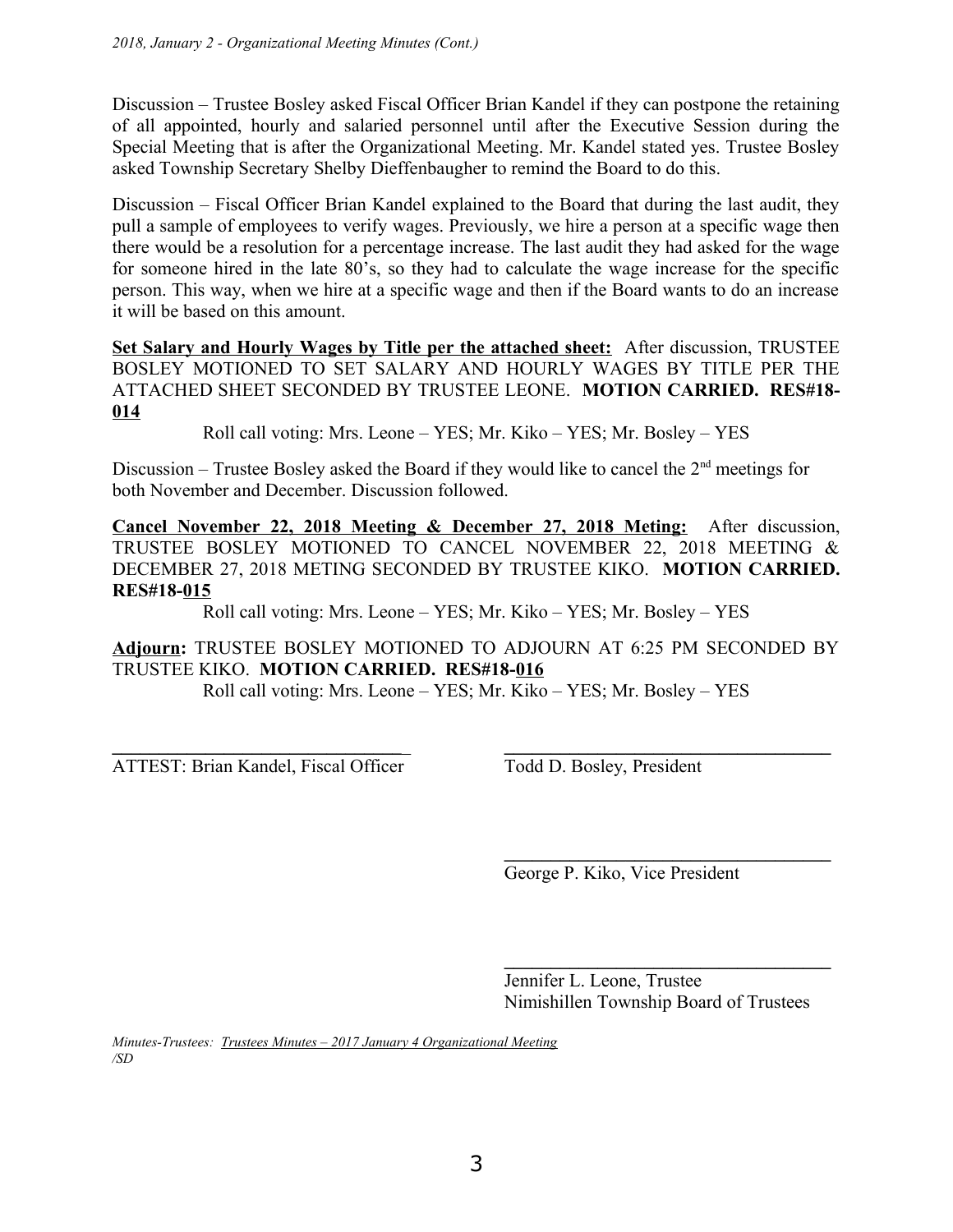Discussion – Trustee Bosley asked Fiscal Officer Brian Kandel if they can postpone the retaining of all appointed, hourly and salaried personnel until after the Executive Session during the Special Meeting that is after the Organizational Meeting. Mr. Kandel stated yes. Trustee Bosley asked Township Secretary Shelby Dieffenbaugher to remind the Board to do this.

Discussion – Fiscal Officer Brian Kandel explained to the Board that during the last audit, they pull a sample of employees to verify wages. Previously, we hire a person at a specific wage then there would be a resolution for a percentage increase. The last audit they had asked for the wage for someone hired in the late 80's, so they had to calculate the wage increase for the specific person. This way, when we hire at a specific wage and then if the Board wants to do an increase it will be based on this amount.

**Set Salary and Hourly Wages by Title per the attached sheet:** After discussion, TRUSTEE BOSLEY MOTIONED TO SET SALARY AND HOURLY WAGES BY TITLE PER THE ATTACHED SHEET SECONDED BY TRUSTEE LEONE. **MOTION CARRIED. RES#18-014**

Roll call voting: Mrs. Leone – YES; Mr. Kiko – YES; Mr. Bosley – YES

Discussion – Trustee Bosley asked the Board if they would like to cancel the 2nd meetings for both November and December. Discussion followed.

**Cancel November 22, 2018 Meeting & December 27, 2018 Meting:** After discussion, TRUSTEE BOSLEY MOTIONED TO CANCEL NOVEMBER 22, 2018 MEETING & DECEMBER 27, 2018 METING SECONDED BY TRUSTEE KIKO. **MOTION CARRIED. RES#18-015**

Roll call voting: Mrs. Leone – YES; Mr. Kiko – YES; Mr. Bosley – YES

**Adjourn:** TRUSTEE BOSLEY MOTIONED TO ADJOURN AT 6:25 PM SECONDED BY TRUSTEE KIKO. **MOTION CARRIED. RES#18-016**

Roll call voting: Mrs. Leone – YES; Mr. Kiko – YES; Mr. Bosley – YES

\_\_\_\_\_\_\_\_\_\_\_\_\_\_\_\_\_\_\_\_\_\_\_\_\_\_\_\_\_\_\_\_\_\_
ATTEST: Brian Kandel, Fiscal Officer

\_\_\_\_\_\_\_\_\_\_\_\_\_\_\_\_\_\_\_\_\_\_\_\_\_\_\_\_\_\_\_\_\_\_
Todd D. Bosley, President

\_\_\_\_\_\_\_\_\_\_\_\_\_\_\_\_\_\_\_\_\_\_\_\_\_\_\_\_\_\_\_\_\_\_
George P. Kiko, Vice President

\_\_\_\_\_\_\_\_\_\_\_\_\_\_\_\_\_\_\_\_\_\_\_\_\_\_\_\_\_\_\_\_\_\_
Jennifer L. Leone, Trustee
Nimishillen Township Board of Trustees

*Minutes-Trustees: Trustees Minutes – 2017 January 4 Organizational Meeting*
*/SD*